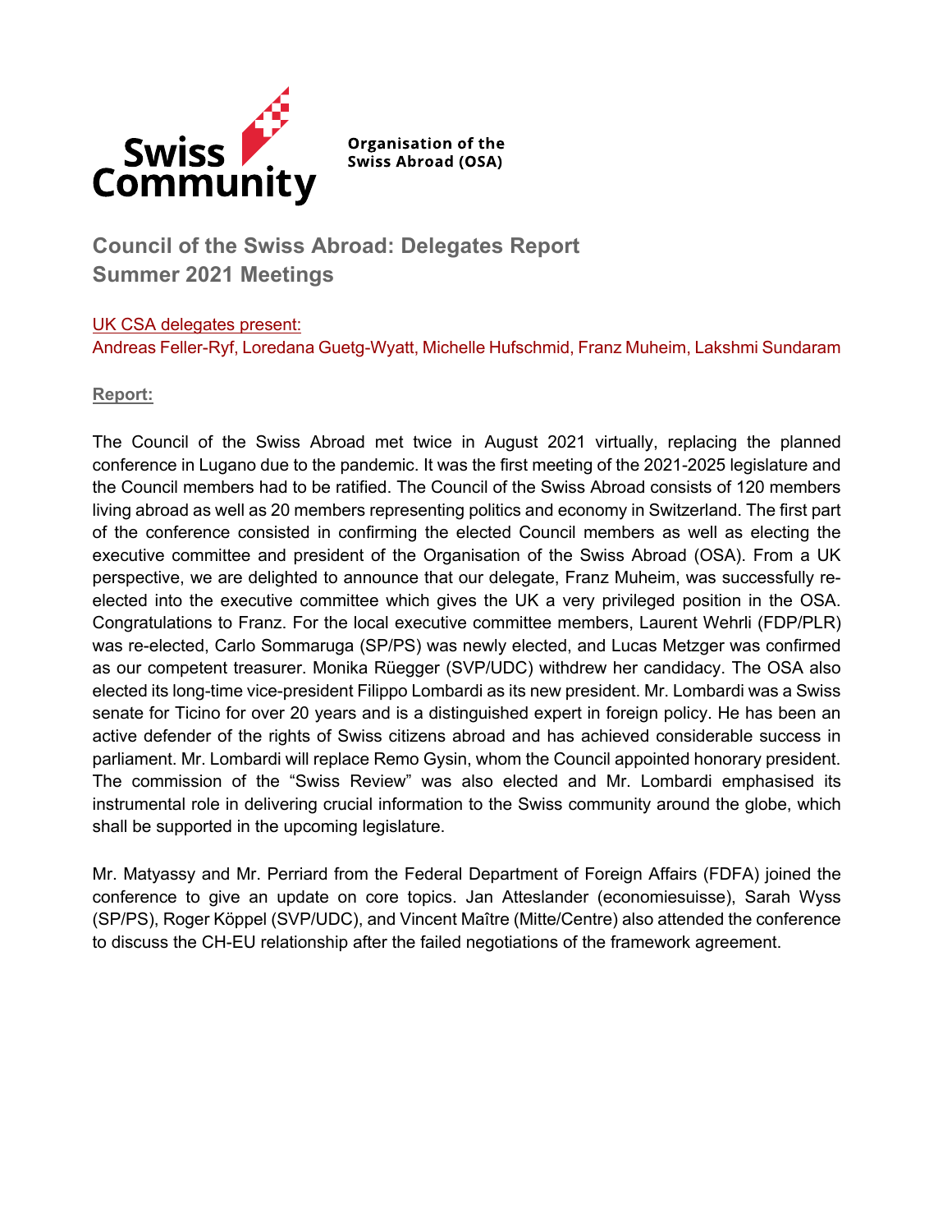Swiss Community

Organisation of the Swiss Abroad (OSA)

# Council of the Swiss Abroad: Delegates Report
# Summer 2021 Meetings

UK CSA delegates present:
Andreas Feller-Ryf, Loredana Guetg-Wyatt, Michelle Hufschmid, Franz Muheim, Lakshmi Sundaram

**Report:**

The Council of the Swiss Abroad met twice in August 2021 virtually, replacing the planned conference in Lugano due to the pandemic. It was the first meeting of the 2021-2025 legislature and the Council members had to be ratified. The Council of the Swiss Abroad consists of 120 members living abroad as well as 20 members representing politics and economy in Switzerland. The first part of the conference consisted in confirming the elected Council members as well as electing the executive committee and president of the Organisation of the Swiss Abroad (OSA). From a UK perspective, we are delighted to announce that our delegate, Franz Muheim, was successfully re-elected into the executive committee which gives the UK a very privileged position in the OSA. Congratulations to Franz. For the local executive committee members, Laurent Wehrli (FDP/PLR) was re-elected, Carlo Sommaruga (SP/PS) was newly elected, and Lucas Metzger was confirmed as our competent treasurer. Monika Rüegger (SVP/UDC) withdrew her candidacy. The OSA also elected its long-time vice-president Filippo Lombardi as its new president. Mr. Lombardi was a Swiss senate for Ticino for over 20 years and is a distinguished expert in foreign policy. He has been an active defender of the rights of Swiss citizens abroad and has achieved considerable success in parliament. Mr. Lombardi will replace Remo Gysin, whom the Council appointed honorary president. The commission of the "Swiss Review" was also elected and Mr. Lombardi emphasised its instrumental role in delivering crucial information to the Swiss community around the globe, which shall be supported in the upcoming legislature.

Mr. Matyassy and Mr. Perriard from the Federal Department of Foreign Affairs (FDFA) joined the conference to give an update on core topics. Jan Atteslander (economiesuisse), Sarah Wyss (SP/PS), Roger Köppel (SVP/UDC), and Vincent Maître (Mitte/Centre) also attended the conference to discuss the CH-EU relationship after the failed negotiations of the framework agreement.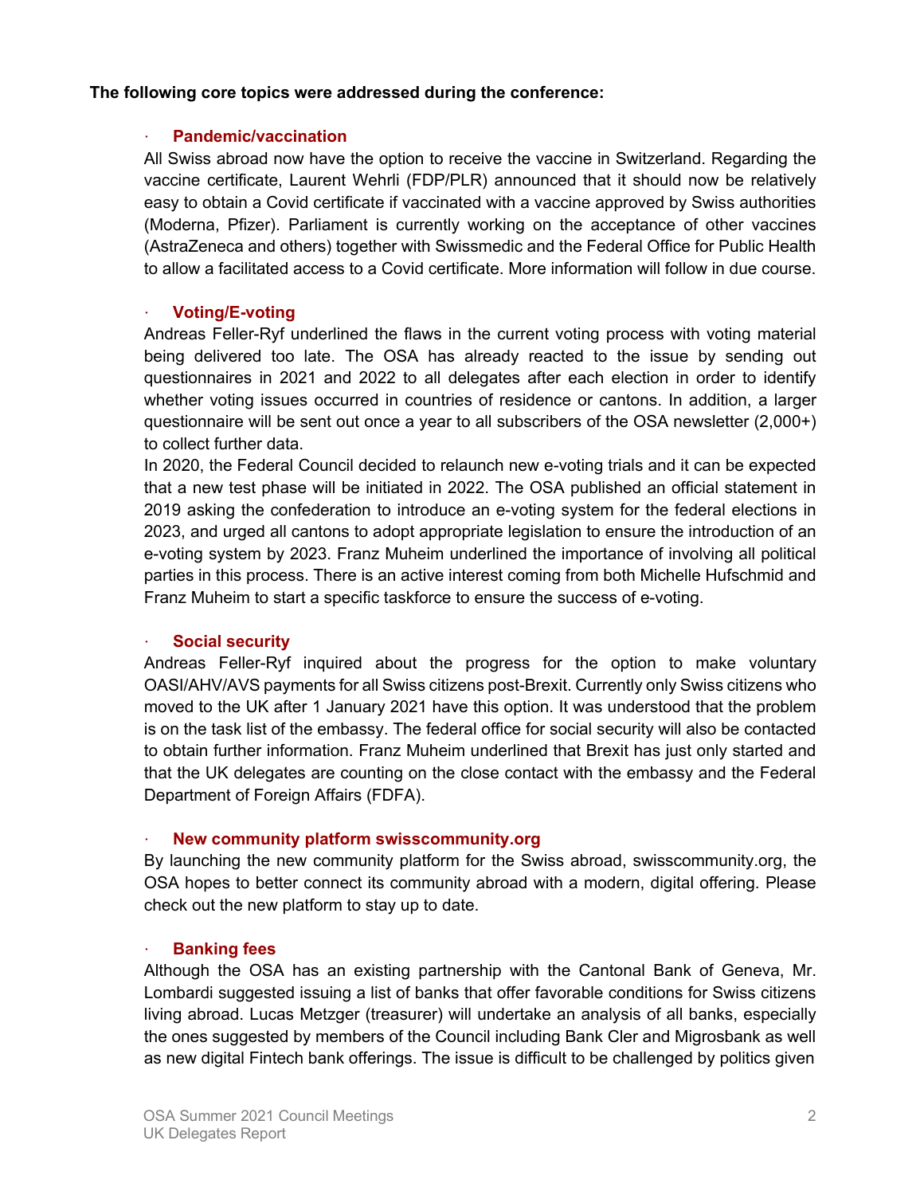**The following core topics were addressed during the conference:**

- **Pandemic/vaccination**

All Swiss abroad now have the option to receive the vaccine in Switzerland. Regarding the vaccine certificate, Laurent Wehrli (FDP/PLR) announced that it should now be relatively easy to obtain a Covid certificate if vaccinated with a vaccine approved by Swiss authorities (Moderna, Pfizer). Parliament is currently working on the acceptance of other vaccines (AstraZeneca and others) together with Swissmedic and the Federal Office for Public Health to allow a facilitated access to a Covid certificate. More information will follow in due course.

- **Voting/E-voting**

Andreas Feller-Ryf underlined the flaws in the current voting process with voting material being delivered too late. The OSA has already reacted to the issue by sending out questionnaires in 2021 and 2022 to all delegates after each election in order to identify whether voting issues occurred in countries of residence or cantons. In addition, a larger questionnaire will be sent out once a year to all subscribers of the OSA newsletter (2,000+) to collect further data.

In 2020, the Federal Council decided to relaunch new e-voting trials and it can be expected that a new test phase will be initiated in 2022. The OSA published an official statement in 2019 asking the confederation to introduce an e-voting system for the federal elections in 2023, and urged all cantons to adopt appropriate legislation to ensure the introduction of an e-voting system by 2023. Franz Muheim underlined the importance of involving all political parties in this process. There is an active interest coming from both Michelle Hufschmid and Franz Muheim to start a specific taskforce to ensure the success of e-voting.

- **Social security**

Andreas Feller-Ryf inquired about the progress for the option to make voluntary OASI/AHV/AVS payments for all Swiss citizens post-Brexit. Currently only Swiss citizens who moved to the UK after 1 January 2021 have this option. It was understood that the problem is on the task list of the embassy. The federal office for social security will also be contacted to obtain further information. Franz Muheim underlined that Brexit has just only started and that the UK delegates are counting on the close contact with the embassy and the Federal Department of Foreign Affairs (FDFA).

- **New community platform swisscommunity.org**

By launching the new community platform for the Swiss abroad, swisscommunity.org, the OSA hopes to better connect its community abroad with a modern, digital offering. Please check out the new platform to stay up to date.

- **Banking fees**

Although the OSA has an existing partnership with the Cantonal Bank of Geneva, Mr. Lombardi suggested issuing a list of banks that offer favorable conditions for Swiss citizens living abroad. Lucas Metzger (treasurer) will undertake an analysis of all banks, especially the ones suggested by members of the Council including Bank Cler and Migrosbank as well as new digital Fintech bank offerings. The issue is difficult to be challenged by politics given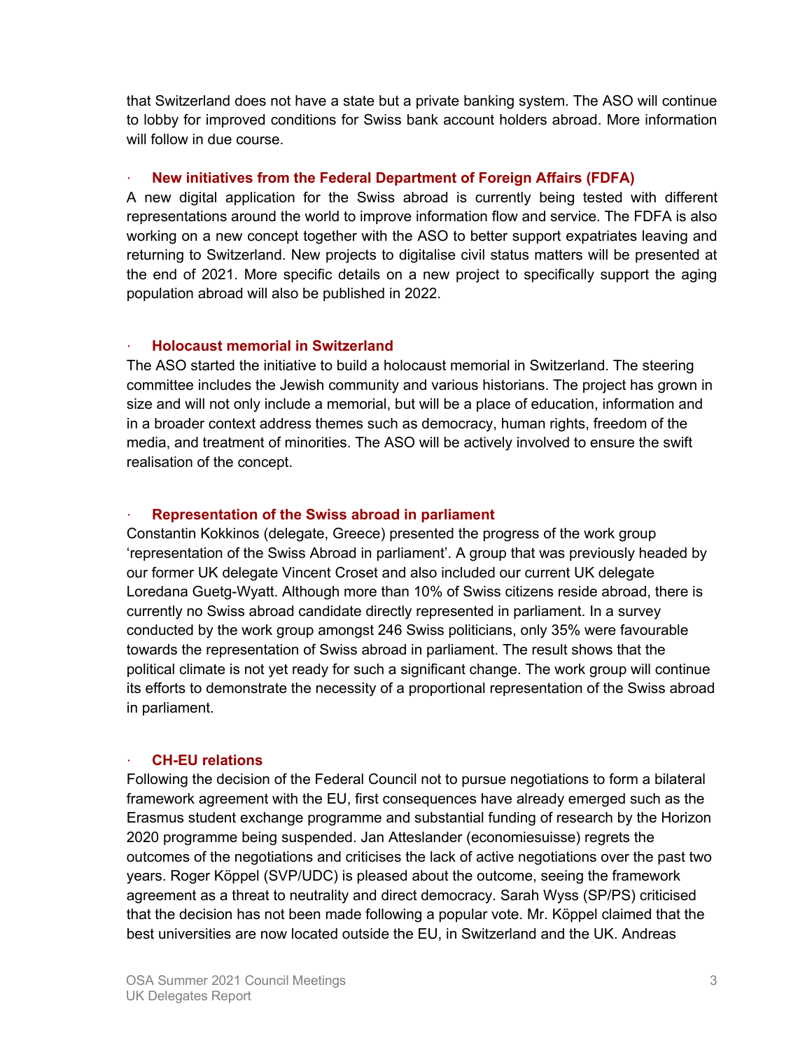that Switzerland does not have a state but a private banking system. The ASO will continue to lobby for improved conditions for Swiss bank account holders abroad. More information will follow in due course.

- **New initiatives from the Federal Department of Foreign Affairs (FDFA)**

A new digital application for the Swiss abroad is currently being tested with different representations around the world to improve information flow and service. The FDFA is also working on a new concept together with the ASO to better support expatriates leaving and returning to Switzerland. New projects to digitalise civil status matters will be presented at the end of 2021. More specific details on a new project to specifically support the aging population abroad will also be published in 2022.

- **Holocaust memorial in Switzerland**

The ASO started the initiative to build a holocaust memorial in Switzerland. The steering committee includes the Jewish community and various historians. The project has grown in size and will not only include a memorial, but will be a place of education, information and in a broader context address themes such as democracy, human rights, freedom of the media, and treatment of minorities. The ASO will be actively involved to ensure the swift realisation of the concept.

- **Representation of the Swiss abroad in parliament**

Constantin Kokkinos (delegate, Greece) presented the progress of the work group 'representation of the Swiss Abroad in parliament'. A group that was previously headed by our former UK delegate Vincent Croset and also included our current UK delegate Loredana Guetg-Wyatt. Although more than 10% of Swiss citizens reside abroad, there is currently no Swiss abroad candidate directly represented in parliament. In a survey conducted by the work group amongst 246 Swiss politicians, only 35% were favourable towards the representation of Swiss abroad in parliament. The result shows that the political climate is not yet ready for such a significant change. The work group will continue its efforts to demonstrate the necessity of a proportional representation of the Swiss abroad in parliament.

- **CH-EU relations**

Following the decision of the Federal Council not to pursue negotiations to form a bilateral framework agreement with the EU, first consequences have already emerged such as the Erasmus student exchange programme and substantial funding of research by the Horizon 2020 programme being suspended. Jan Atteslander (economiesuisse) regrets the outcomes of the negotiations and criticises the lack of active negotiations over the past two years. Roger Köppel (SVP/UDC) is pleased about the outcome, seeing the framework agreement as a threat to neutrality and direct democracy. Sarah Wyss (SP/PS) criticised that the decision has not been made following a popular vote. Mr. Köppel claimed that the best universities are now located outside the EU, in Switzerland and the UK. Andreas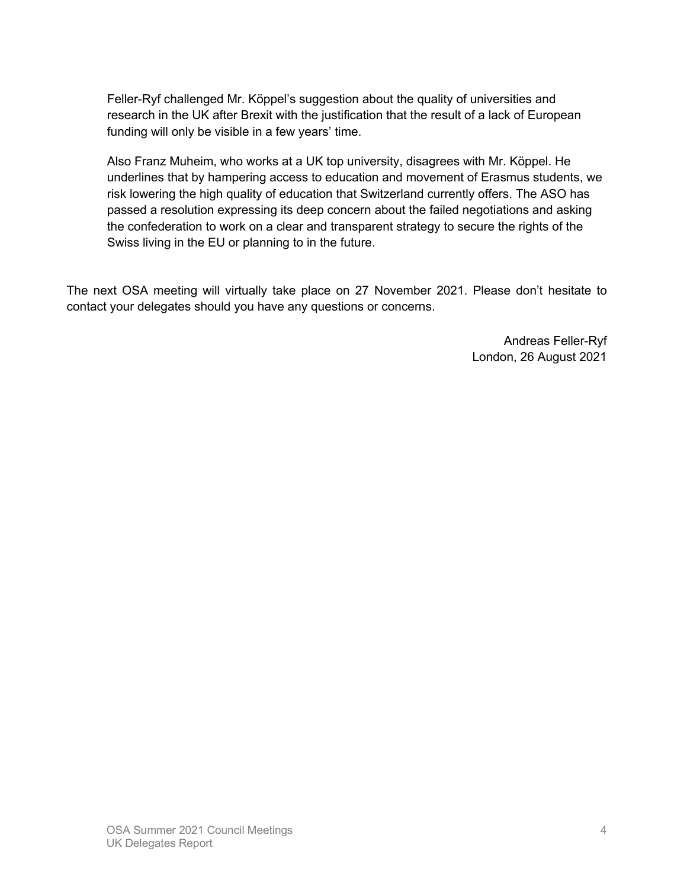Feller-Ryf challenged Mr. Köppel's suggestion about the quality of universities and research in the UK after Brexit with the justification that the result of a lack of European funding will only be visible in a few years' time.

Also Franz Muheim, who works at a UK top university, disagrees with Mr. Köppel. He underlines that by hampering access to education and movement of Erasmus students, we risk lowering the high quality of education that Switzerland currently offers. The ASO has passed a resolution expressing its deep concern about the failed negotiations and asking the confederation to work on a clear and transparent strategy to secure the rights of the Swiss living in the EU or planning to in the future.

The next OSA meeting will virtually take place on 27 November 2021. Please don't hesitate to contact your delegates should you have any questions or concerns.

Andreas Feller-Ryf
London, 26 August 2021